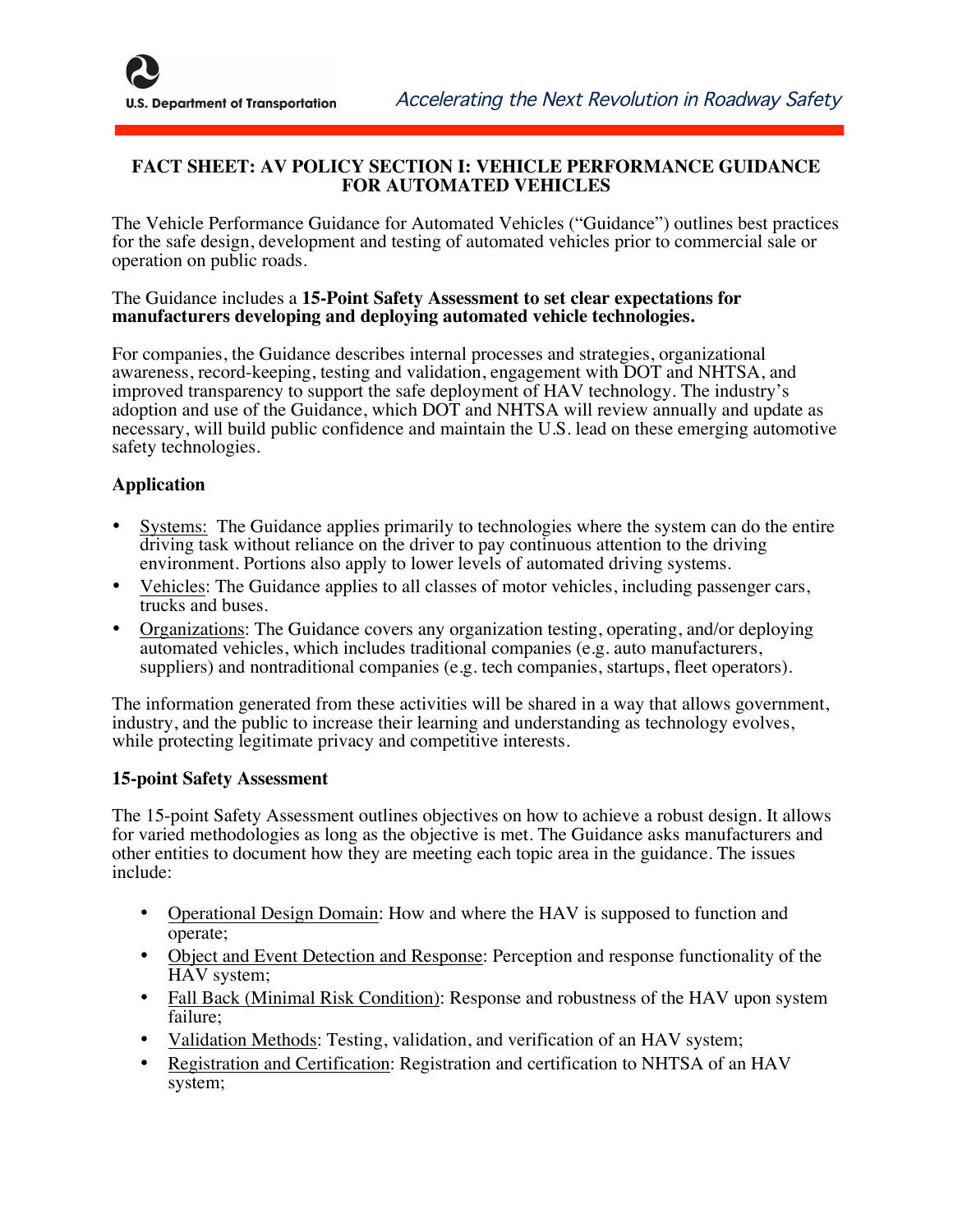# FACT SHEET: AV POLICY SECTION I: VEHICLE PERFORMANCE GUIDANCE FOR AUTOMATED VEHICLES

The Vehicle Performance Guidance for Automated Vehicles ("Guidance") outlines best practices for the safe design, development and testing of automated vehicles prior to commercial sale or operation on public roads.

The Guidance includes a **15-Point Safety Assessment to set clear expectations for manufacturers developing and deploying automated vehicle technologies.**

For companies, the Guidance describes internal processes and strategies, organizational awareness, record-keeping, testing and validation, engagement with DOT and NHTSA, and improved transparency to support the safe deployment of HAV technology. The industry's adoption and use of the Guidance, which DOT and NHTSA will review annually and update as necessary, will build public confidence and maintain the U.S. lead on these emerging automotive safety technologies.

## Application

- Systems: The Guidance applies primarily to technologies where the system can do the entire driving task without reliance on the driver to pay continuous attention to the driving environment. Portions also apply to lower levels of automated driving systems.
- Vehicles: The Guidance applies to all classes of motor vehicles, including passenger cars, trucks and buses.
- Organizations: The Guidance covers any organization testing, operating, and/or deploying automated vehicles, which includes traditional companies (e.g. auto manufacturers, suppliers) and nontraditional companies (e.g. tech companies, startups, fleet operators).

The information generated from these activities will be shared in a way that allows government, industry, and the public to increase their learning and understanding as technology evolves, while protecting legitimate privacy and competitive interests.

## 15-point Safety Assessment

The 15-point Safety Assessment outlines objectives on how to achieve a robust design. It allows for varied methodologies as long as the objective is met. The Guidance asks manufacturers and other entities to document how they are meeting each topic area in the guidance. The issues include:

- Operational Design Domain: How and where the HAV is supposed to function and operate;
- Object and Event Detection and Response: Perception and response functionality of the HAV system;
- Fall Back (Minimal Risk Condition): Response and robustness of the HAV upon system failure;
- Validation Methods: Testing, validation, and verification of an HAV system;
- Registration and Certification: Registration and certification to NHTSA of an HAV system;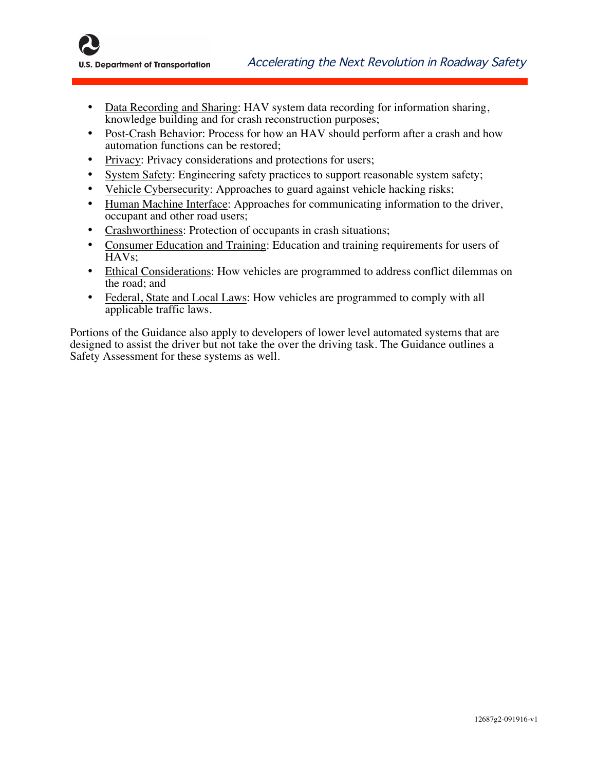- Data Recording and Sharing: HAV system data recording for information sharing, knowledge building and for crash reconstruction purposes;
- Post-Crash Behavior: Process for how an HAV should perform after a crash and how automation functions can be restored;
- Privacy: Privacy considerations and protections for users;
- System Safety: Engineering safety practices to support reasonable system safety;
- Vehicle Cybersecurity: Approaches to guard against vehicle hacking risks;
- Human Machine Interface: Approaches for communicating information to the driver, occupant and other road users;
- Crashworthiness: Protection of occupants in crash situations;
- Consumer Education and Training: Education and training requirements for users of HAVs;
- Ethical Considerations: How vehicles are programmed to address conflict dilemmas on the road; and
- Federal, State and Local Laws: How vehicles are programmed to comply with all applicable traffic laws.

Portions of the Guidance also apply to developers of lower level automated systems that are designed to assist the driver but not take the over the driving task. The Guidance outlines a Safety Assessment for these systems as well.

12687g2-091916-v1